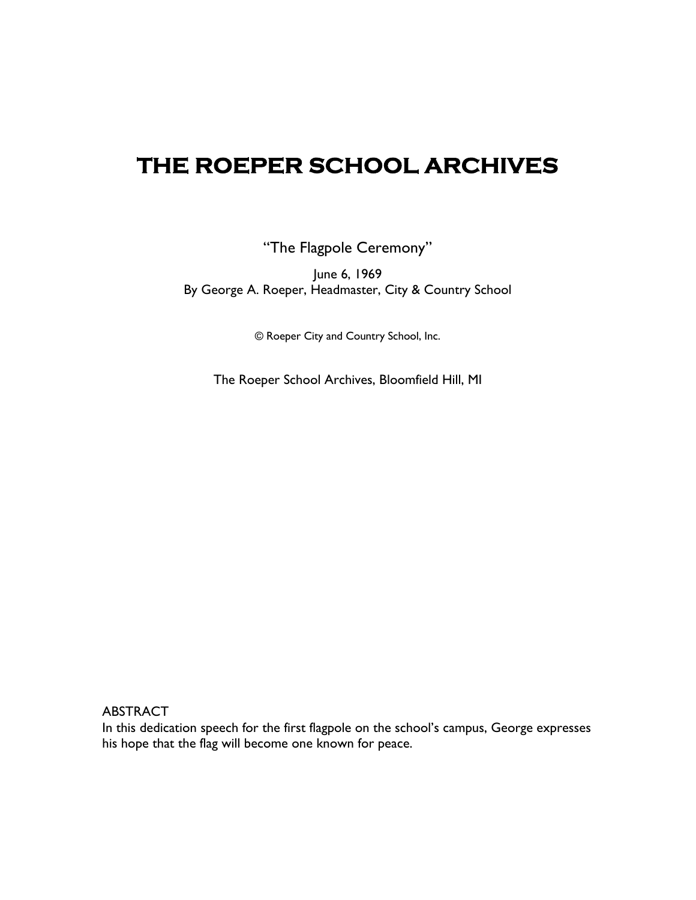# THE ROEPER SCHOOL ARCHIVES

"The Flagpole Ceremony"

June 6, 1969
By George A. Roeper, Headmaster, City & Country School

© Roeper City and Country School, Inc.

The Roeper School Archives, Bloomfield Hill, MI

ABSTRACT
In this dedication speech for the first flagpole on the school's campus, George expresses his hope that the flag will become one known for peace.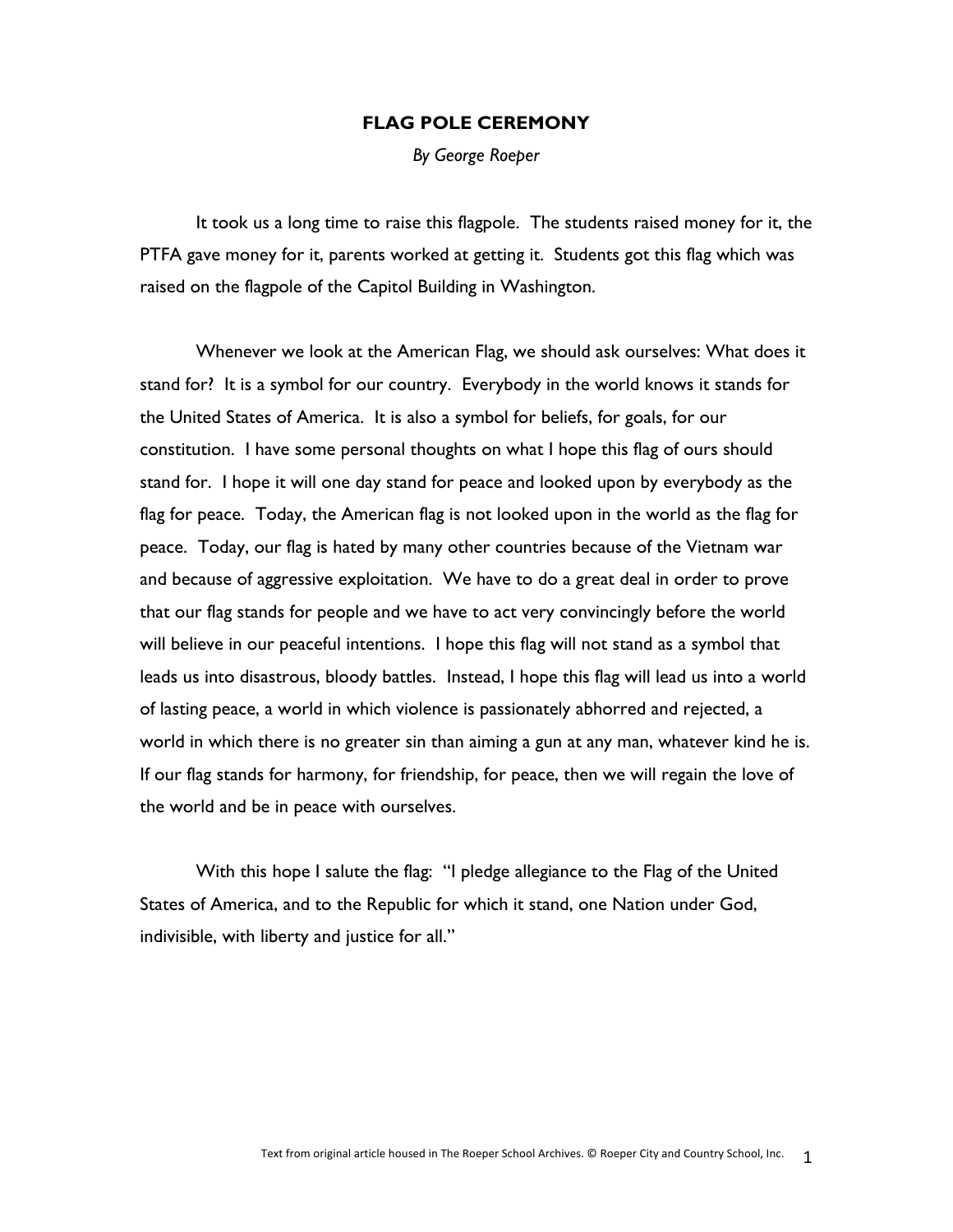# FLAG POLE CEREMONY

*By George Roeper*

It took us a long time to raise this flagpole. The students raised money for it, the PTFA gave money for it, parents worked at getting it. Students got this flag which was raised on the flagpole of the Capitol Building in Washington.

Whenever we look at the American Flag, we should ask ourselves: What does it stand for? It is a symbol for our country. Everybody in the world knows it stands for the United States of America. It is also a symbol for beliefs, for goals, for our constitution. I have some personal thoughts on what I hope this flag of ours should stand for. I hope it will one day stand for peace and looked upon by everybody as the flag for peace. Today, the American flag is not looked upon in the world as the flag for peace. Today, our flag is hated by many other countries because of the Vietnam war and because of aggressive exploitation. We have to do a great deal in order to prove that our flag stands for people and we have to act very convincingly before the world will believe in our peaceful intentions. I hope this flag will not stand as a symbol that leads us into disastrous, bloody battles. Instead, I hope this flag will lead us into a world of lasting peace, a world in which violence is passionately abhorred and rejected, a world in which there is no greater sin than aiming a gun at any man, whatever kind he is. If our flag stands for harmony, for friendship, for peace, then we will regain the love of the world and be in peace with ourselves.

With this hope I salute the flag: "I pledge allegiance to the Flag of the United States of America, and to the Republic for which it stand, one Nation under God, indivisible, with liberty and justice for all."

Text from original article housed in The Roeper School Archives. © Roeper City and Country School, Inc.